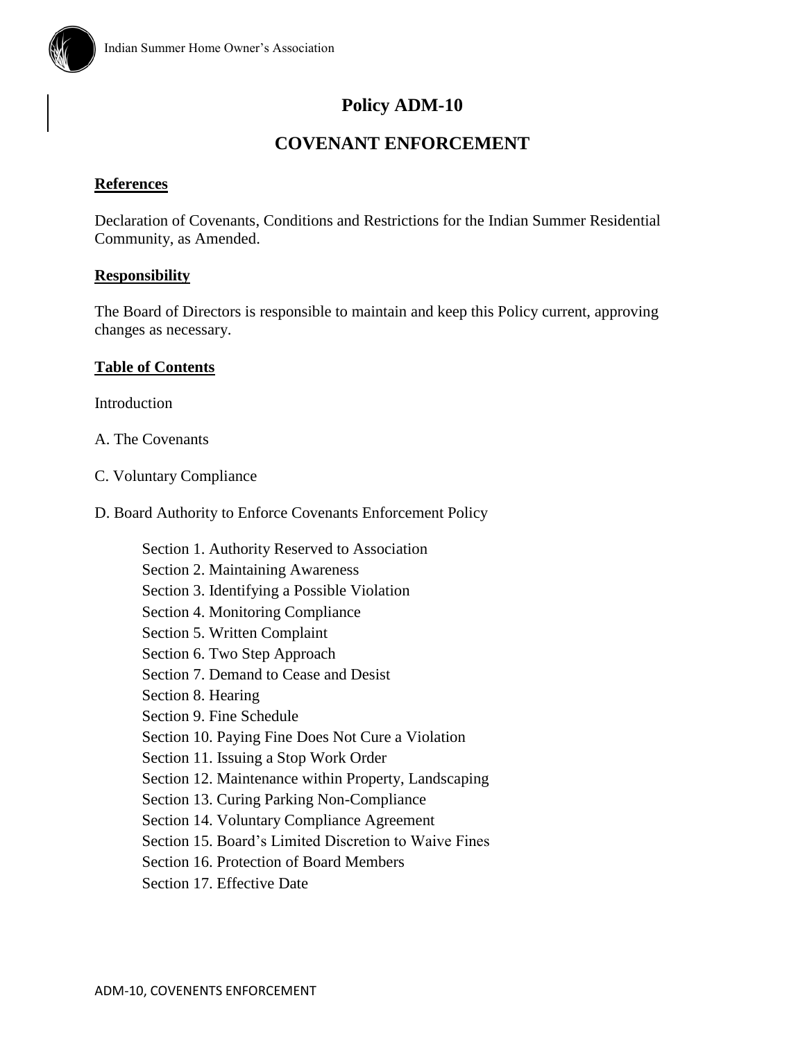# Policy ADM-10

# COVENANT ENFORCEMENT

**References**

Declaration of Covenants, Conditions and Restrictions for the Indian Summer Residential Community, as Amended.

**Responsibility**

The Board of Directors is responsible to maintain and keep this Policy current, approving changes as necessary.

**Table of Contents**

Introduction

A. The Covenants

C. Voluntary Compliance

D. Board Authority to Enforce Covenants Enforcement Policy

- Section 1. Authority Reserved to Association
- Section 2. Maintaining Awareness
- Section 3. Identifying a Possible Violation
- Section 4. Monitoring Compliance
- Section 5. Written Complaint
- Section 6. Two Step Approach
- Section 7. Demand to Cease and Desist
- Section 8. Hearing
- Section 9. Fine Schedule
- Section 10. Paying Fine Does Not Cure a Violation
- Section 11. Issuing a Stop Work Order
- Section 12. Maintenance within Property, Landscaping
- Section 13. Curing Parking Non-Compliance
- Section 14. Voluntary Compliance Agreement
- Section 15. Board's Limited Discretion to Waive Fines
- Section 16. Protection of Board Members
- Section 17. Effective Date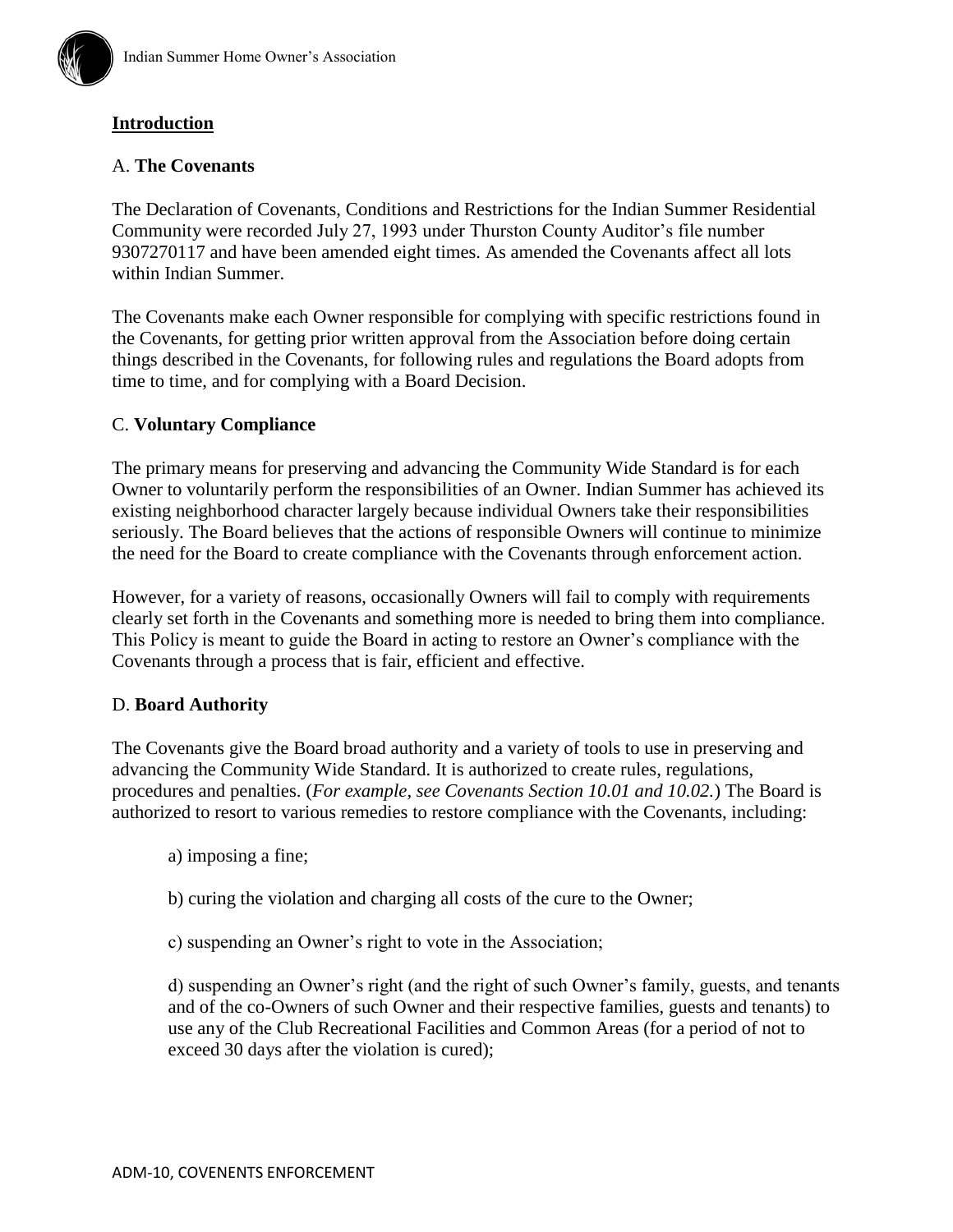## Introduction

### A. **The Covenants**

The Declaration of Covenants, Conditions and Restrictions for the Indian Summer Residential Community were recorded July 27, 1993 under Thurston County Auditor's file number 9307270117 and have been amended eight times. As amended the Covenants affect all lots within Indian Summer.

The Covenants make each Owner responsible for complying with specific restrictions found in the Covenants, for getting prior written approval from the Association before doing certain things described in the Covenants, for following rules and regulations the Board adopts from time to time, and for complying with a Board Decision.

### C. **Voluntary Compliance**

The primary means for preserving and advancing the Community Wide Standard is for each Owner to voluntarily perform the responsibilities of an Owner. Indian Summer has achieved its existing neighborhood character largely because individual Owners take their responsibilities seriously. The Board believes that the actions of responsible Owners will continue to minimize the need for the Board to create compliance with the Covenants through enforcement action.

However, for a variety of reasons, occasionally Owners will fail to comply with requirements clearly set forth in the Covenants and something more is needed to bring them into compliance. This Policy is meant to guide the Board in acting to restore an Owner's compliance with the Covenants through a process that is fair, efficient and effective.

### D. **Board Authority**

The Covenants give the Board broad authority and a variety of tools to use in preserving and advancing the Community Wide Standard. It is authorized to create rules, regulations, procedures and penalties. (*For example, see Covenants Section 10.01 and 10.02.*) The Board is authorized to resort to various remedies to restore compliance with the Covenants, including:

a) imposing a fine;

b) curing the violation and charging all costs of the cure to the Owner;

c) suspending an Owner's right to vote in the Association;

d) suspending an Owner's right (and the right of such Owner's family, guests, and tenants and of the co-Owners of such Owner and their respective families, guests and tenants) to use any of the Club Recreational Facilities and Common Areas (for a period of not to exceed 30 days after the violation is cured);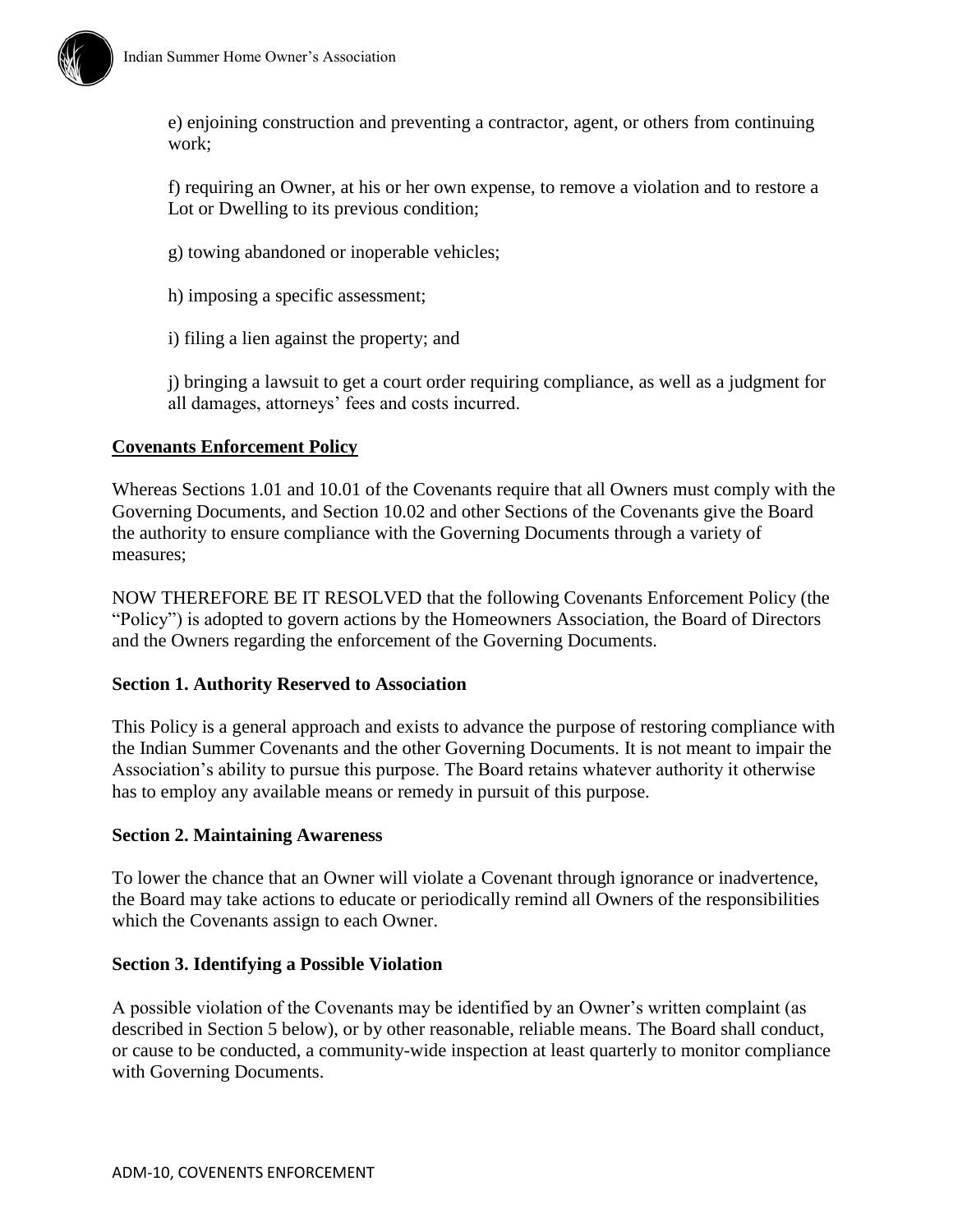e) enjoining construction and preventing a contractor, agent, or others from continuing work;

f) requiring an Owner, at his or her own expense, to remove a violation and to restore a Lot or Dwelling to its previous condition;

g) towing abandoned or inoperable vehicles;

h) imposing a specific assessment;

i) filing a lien against the property; and

j) bringing a lawsuit to get a court order requiring compliance, as well as a judgment for all damages, attorneys' fees and costs incurred.

## Covenants Enforcement Policy

Whereas Sections 1.01 and 10.01 of the Covenants require that all Owners must comply with the Governing Documents, and Section 10.02 and other Sections of the Covenants give the Board the authority to ensure compliance with the Governing Documents through a variety of measures;

NOW THEREFORE BE IT RESOLVED that the following Covenants Enforcement Policy (the "Policy") is adopted to govern actions by the Homeowners Association, the Board of Directors and the Owners regarding the enforcement of the Governing Documents.

### Section 1. Authority Reserved to Association

This Policy is a general approach and exists to advance the purpose of restoring compliance with the Indian Summer Covenants and the other Governing Documents. It is not meant to impair the Association's ability to pursue this purpose. The Board retains whatever authority it otherwise has to employ any available means or remedy in pursuit of this purpose.

### Section 2. Maintaining Awareness

To lower the chance that an Owner will violate a Covenant through ignorance or inadvertence, the Board may take actions to educate or periodically remind all Owners of the responsibilities which the Covenants assign to each Owner.

### Section 3. Identifying a Possible Violation

A possible violation of the Covenants may be identified by an Owner's written complaint (as described in Section 5 below), or by other reasonable, reliable means. The Board shall conduct, or cause to be conducted, a community-wide inspection at least quarterly to monitor compliance with Governing Documents.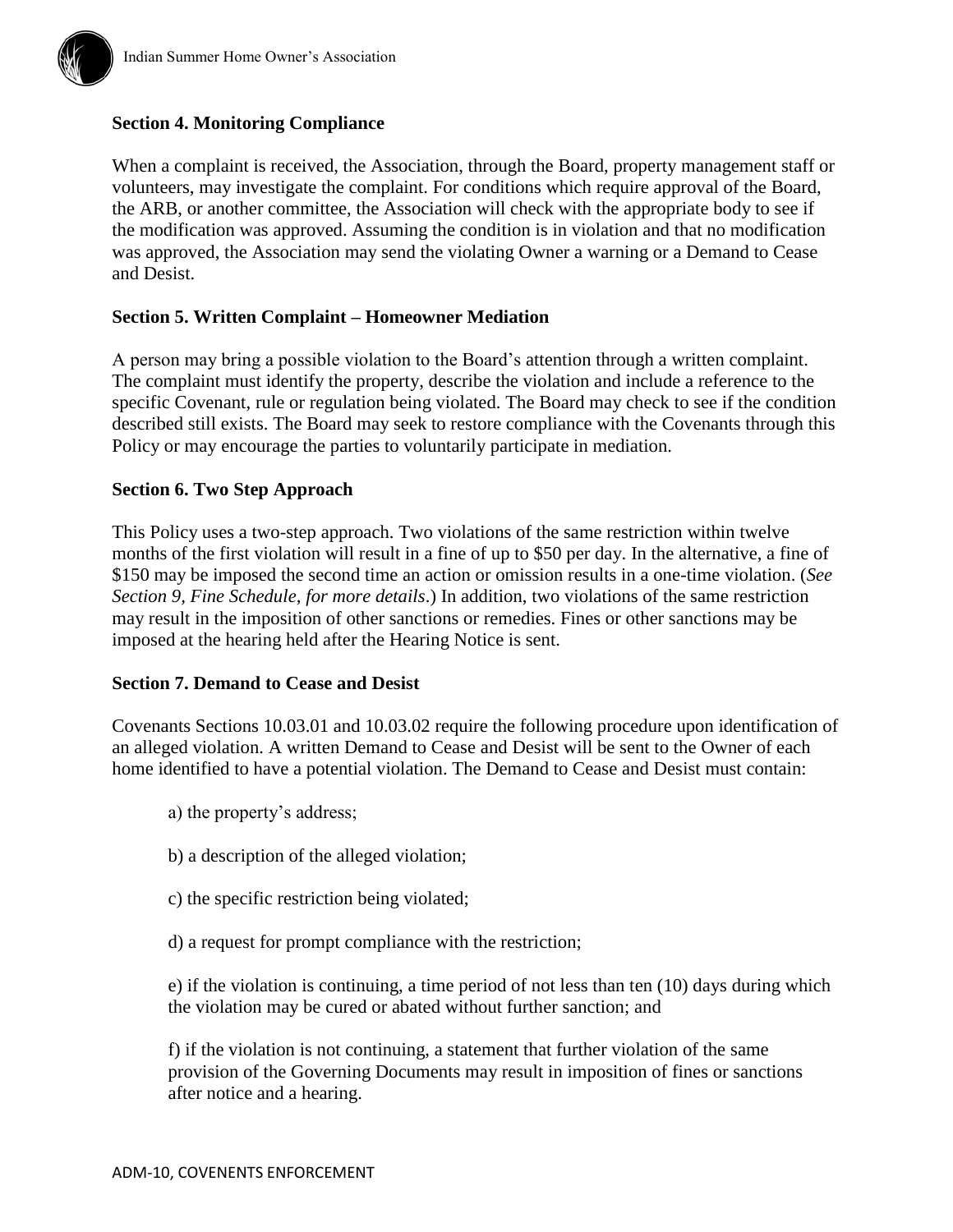**Section 4. Monitoring Compliance**

When a complaint is received, the Association, through the Board, property management staff or volunteers, may investigate the complaint. For conditions which require approval of the Board, the ARB, or another committee, the Association will check with the appropriate body to see if the modification was approved. Assuming the condition is in violation and that no modification was approved, the Association may send the violating Owner a warning or a Demand to Cease and Desist.

**Section 5. Written Complaint – Homeowner Mediation**

A person may bring a possible violation to the Board's attention through a written complaint. The complaint must identify the property, describe the violation and include a reference to the specific Covenant, rule or regulation being violated. The Board may check to see if the condition described still exists. The Board may seek to restore compliance with the Covenants through this Policy or may encourage the parties to voluntarily participate in mediation.

**Section 6. Two Step Approach**

This Policy uses a two-step approach. Two violations of the same restriction within twelve months of the first violation will result in a fine of up to $50 per day. In the alternative, a fine of $150 may be imposed the second time an action or omission results in a one-time violation. (*See Section 9, Fine Schedule, for more details*.) In addition, two violations of the same restriction may result in the imposition of other sanctions or remedies. Fines or other sanctions may be imposed at the hearing held after the Hearing Notice is sent.

**Section 7. Demand to Cease and Desist**

Covenants Sections 10.03.01 and 10.03.02 require the following procedure upon identification of an alleged violation. A written Demand to Cease and Desist will be sent to the Owner of each home identified to have a potential violation. The Demand to Cease and Desist must contain:

a) the property's address;

b) a description of the alleged violation;

c) the specific restriction being violated;

d) a request for prompt compliance with the restriction;

e) if the violation is continuing, a time period of not less than ten (10) days during which the violation may be cured or abated without further sanction; and

f) if the violation is not continuing, a statement that further violation of the same provision of the Governing Documents may result in imposition of fines or sanctions after notice and a hearing.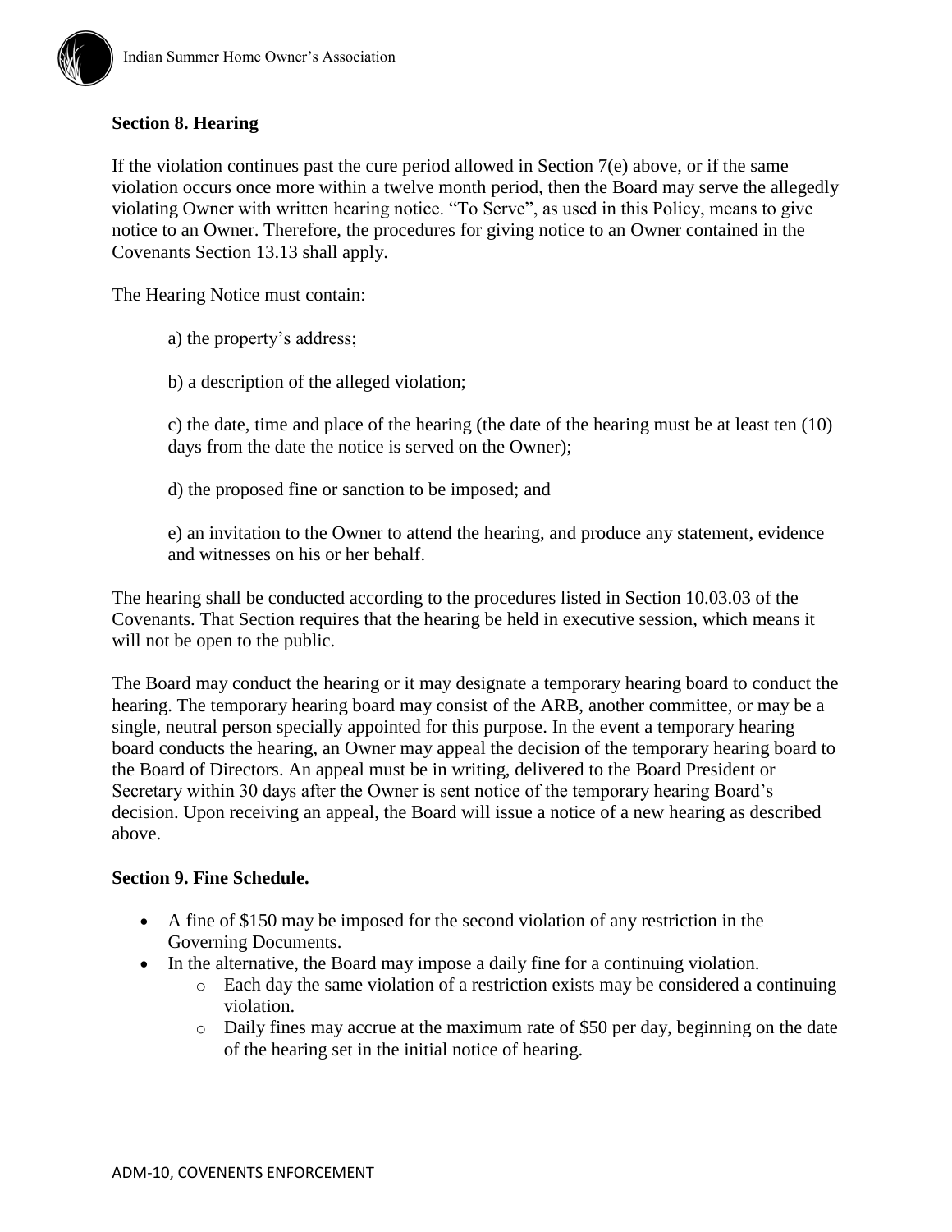**Section 8. Hearing**

If the violation continues past the cure period allowed in Section 7(e) above, or if the same violation occurs once more within a twelve month period, then the Board may serve the allegedly violating Owner with written hearing notice. "To Serve", as used in this Policy, means to give notice to an Owner. Therefore, the procedures for giving notice to an Owner contained in the Covenants Section 13.13 shall apply.

The Hearing Notice must contain:

a) the property's address;

b) a description of the alleged violation;

c) the date, time and place of the hearing (the date of the hearing must be at least ten (10) days from the date the notice is served on the Owner);

d) the proposed fine or sanction to be imposed; and

e) an invitation to the Owner to attend the hearing, and produce any statement, evidence and witnesses on his or her behalf.

The hearing shall be conducted according to the procedures listed in Section 10.03.03 of the Covenants. That Section requires that the hearing be held in executive session, which means it will not be open to the public.

The Board may conduct the hearing or it may designate a temporary hearing board to conduct the hearing. The temporary hearing board may consist of the ARB, another committee, or may be a single, neutral person specially appointed for this purpose. In the event a temporary hearing board conducts the hearing, an Owner may appeal the decision of the temporary hearing board to the Board of Directors. An appeal must be in writing, delivered to the Board President or Secretary within 30 days after the Owner is sent notice of the temporary hearing Board's decision. Upon receiving an appeal, the Board will issue a notice of a new hearing as described above.

**Section 9. Fine Schedule.**

- A fine of $150 may be imposed for the second violation of any restriction in the Governing Documents.
- In the alternative, the Board may impose a daily fine for a continuing violation.
  - Each day the same violation of a restriction exists may be considered a continuing violation.
  - Daily fines may accrue at the maximum rate of $50 per day, beginning on the date of the hearing set in the initial notice of hearing.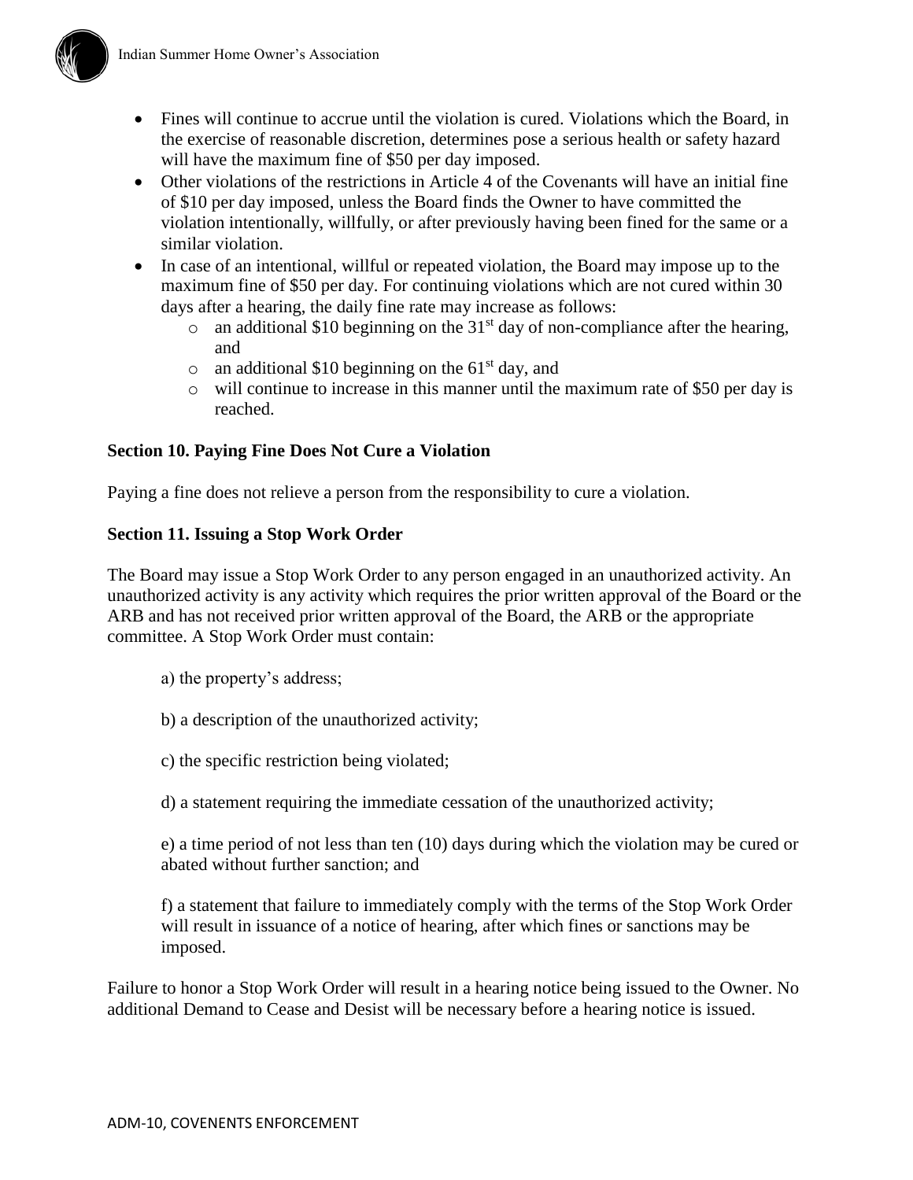- Fines will continue to accrue until the violation is cured. Violations which the Board, in the exercise of reasonable discretion, determines pose a serious health or safety hazard will have the maximum fine of $50 per day imposed.
- Other violations of the restrictions in Article 4 of the Covenants will have an initial fine of $10 per day imposed, unless the Board finds the Owner to have committed the violation intentionally, willfully, or after previously having been fined for the same or a similar violation.
- In case of an intentional, willful or repeated violation, the Board may impose up to the maximum fine of $50 per day. For continuing violations which are not cured within 30 days after a hearing, the daily fine rate may increase as follows:
    - an additional $10 beginning on the 31st day of non-compliance after the hearing, and
    - an additional $10 beginning on the 61st day, and
    - will continue to increase in this manner until the maximum rate of $50 per day is reached.

**Section 10. Paying Fine Does Not Cure a Violation**

Paying a fine does not relieve a person from the responsibility to cure a violation.

**Section 11. Issuing a Stop Work Order**

The Board may issue a Stop Work Order to any person engaged in an unauthorized activity. An unauthorized activity is any activity which requires the prior written approval of the Board or the ARB and has not received prior written approval of the Board, the ARB or the appropriate committee. A Stop Work Order must contain:

a) the property's address;

b) a description of the unauthorized activity;

c) the specific restriction being violated;

d) a statement requiring the immediate cessation of the unauthorized activity;

e) a time period of not less than ten (10) days during which the violation may be cured or abated without further sanction; and

f) a statement that failure to immediately comply with the terms of the Stop Work Order will result in issuance of a notice of hearing, after which fines or sanctions may be imposed.

Failure to honor a Stop Work Order will result in a hearing notice being issued to the Owner. No additional Demand to Cease and Desist will be necessary before a hearing notice is issued.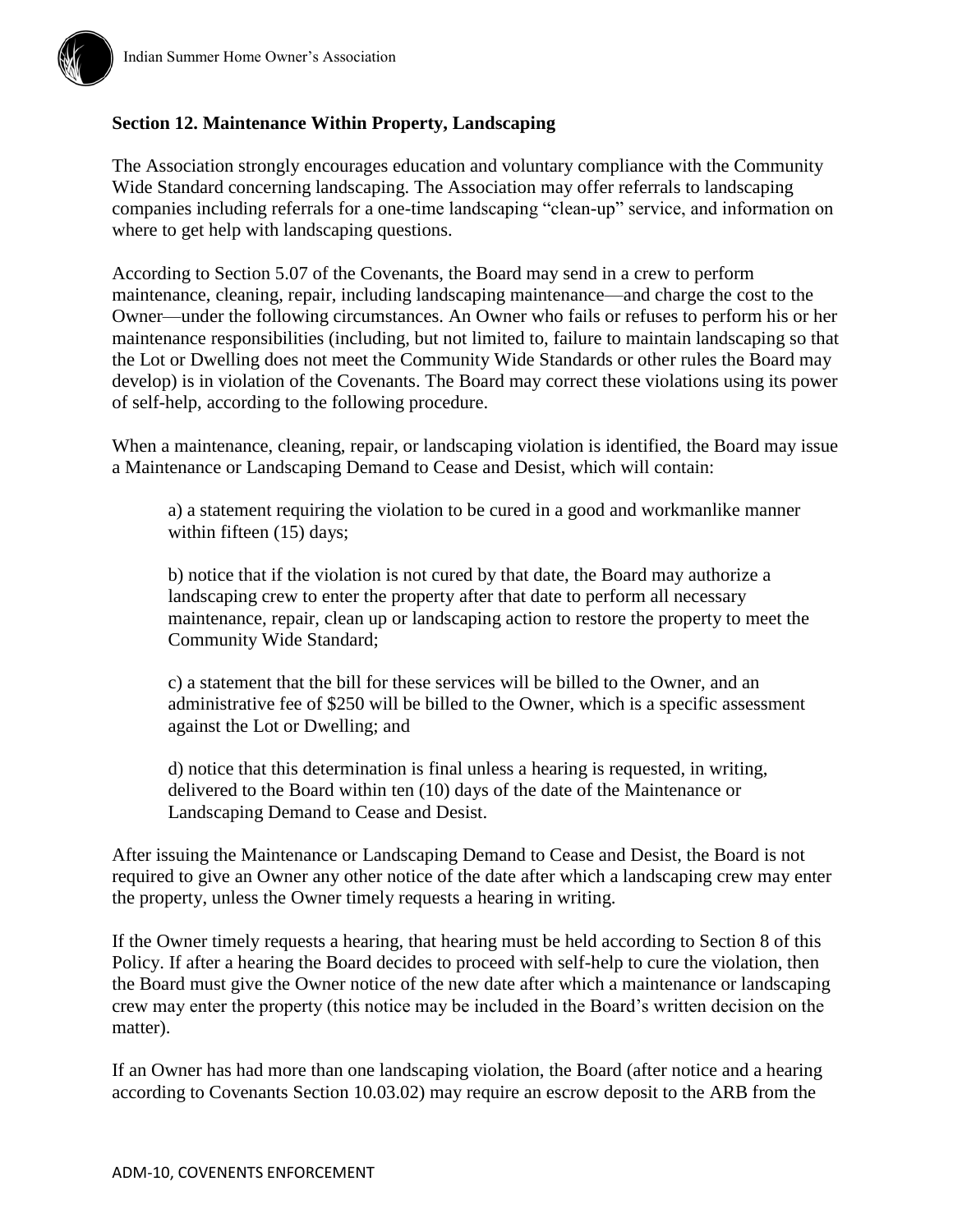**Section 12. Maintenance Within Property, Landscaping**

The Association strongly encourages education and voluntary compliance with the Community Wide Standard concerning landscaping. The Association may offer referrals to landscaping companies including referrals for a one-time landscaping "clean-up" service, and information on where to get help with landscaping questions.

According to Section 5.07 of the Covenants, the Board may send in a crew to perform maintenance, cleaning, repair, including landscaping maintenance—and charge the cost to the Owner—under the following circumstances. An Owner who fails or refuses to perform his or her maintenance responsibilities (including, but not limited to, failure to maintain landscaping so that the Lot or Dwelling does not meet the Community Wide Standards or other rules the Board may develop) is in violation of the Covenants. The Board may correct these violations using its power of self-help, according to the following procedure.

When a maintenance, cleaning, repair, or landscaping violation is identified, the Board may issue a Maintenance or Landscaping Demand to Cease and Desist, which will contain:

a) a statement requiring the violation to be cured in a good and workmanlike manner within fifteen (15) days;

b) notice that if the violation is not cured by that date, the Board may authorize a landscaping crew to enter the property after that date to perform all necessary maintenance, repair, clean up or landscaping action to restore the property to meet the Community Wide Standard;

c) a statement that the bill for these services will be billed to the Owner, and an administrative fee of $250 will be billed to the Owner, which is a specific assessment against the Lot or Dwelling; and

d) notice that this determination is final unless a hearing is requested, in writing, delivered to the Board within ten (10) days of the date of the Maintenance or Landscaping Demand to Cease and Desist.

After issuing the Maintenance or Landscaping Demand to Cease and Desist, the Board is not required to give an Owner any other notice of the date after which a landscaping crew may enter the property, unless the Owner timely requests a hearing in writing.

If the Owner timely requests a hearing, that hearing must be held according to Section 8 of this Policy. If after a hearing the Board decides to proceed with self-help to cure the violation, then the Board must give the Owner notice of the new date after which a maintenance or landscaping crew may enter the property (this notice may be included in the Board's written decision on the matter).

If an Owner has had more than one landscaping violation, the Board (after notice and a hearing according to Covenants Section 10.03.02) may require an escrow deposit to the ARB from the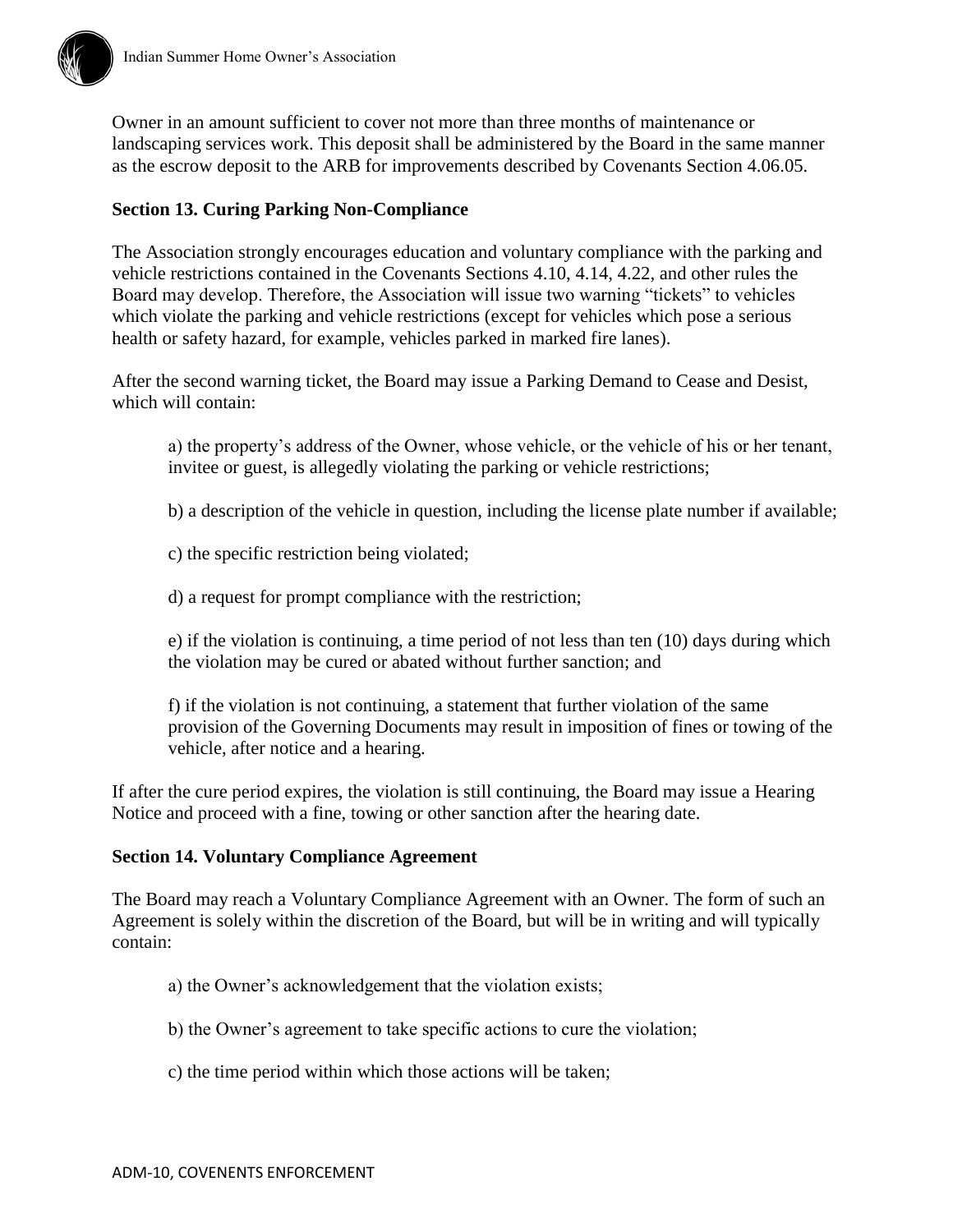Owner in an amount sufficient to cover not more than three months of maintenance or landscaping services work. This deposit shall be administered by the Board in the same manner as the escrow deposit to the ARB for improvements described by Covenants Section 4.06.05.

**Section 13. Curing Parking Non-Compliance**

The Association strongly encourages education and voluntary compliance with the parking and vehicle restrictions contained in the Covenants Sections 4.10, 4.14, 4.22, and other rules the Board may develop. Therefore, the Association will issue two warning "tickets" to vehicles which violate the parking and vehicle restrictions (except for vehicles which pose a serious health or safety hazard, for example, vehicles parked in marked fire lanes).

After the second warning ticket, the Board may issue a Parking Demand to Cease and Desist, which will contain:

a) the property's address of the Owner, whose vehicle, or the vehicle of his or her tenant, invitee or guest, is allegedly violating the parking or vehicle restrictions;

b) a description of the vehicle in question, including the license plate number if available;

c) the specific restriction being violated;

d) a request for prompt compliance with the restriction;

e) if the violation is continuing, a time period of not less than ten (10) days during which the violation may be cured or abated without further sanction; and

f) if the violation is not continuing, a statement that further violation of the same provision of the Governing Documents may result in imposition of fines or towing of the vehicle, after notice and a hearing.

If after the cure period expires, the violation is still continuing, the Board may issue a Hearing Notice and proceed with a fine, towing or other sanction after the hearing date.

**Section 14. Voluntary Compliance Agreement**

The Board may reach a Voluntary Compliance Agreement with an Owner. The form of such an Agreement is solely within the discretion of the Board, but will be in writing and will typically contain:

a) the Owner's acknowledgement that the violation exists;

b) the Owner's agreement to take specific actions to cure the violation;

c) the time period within which those actions will be taken;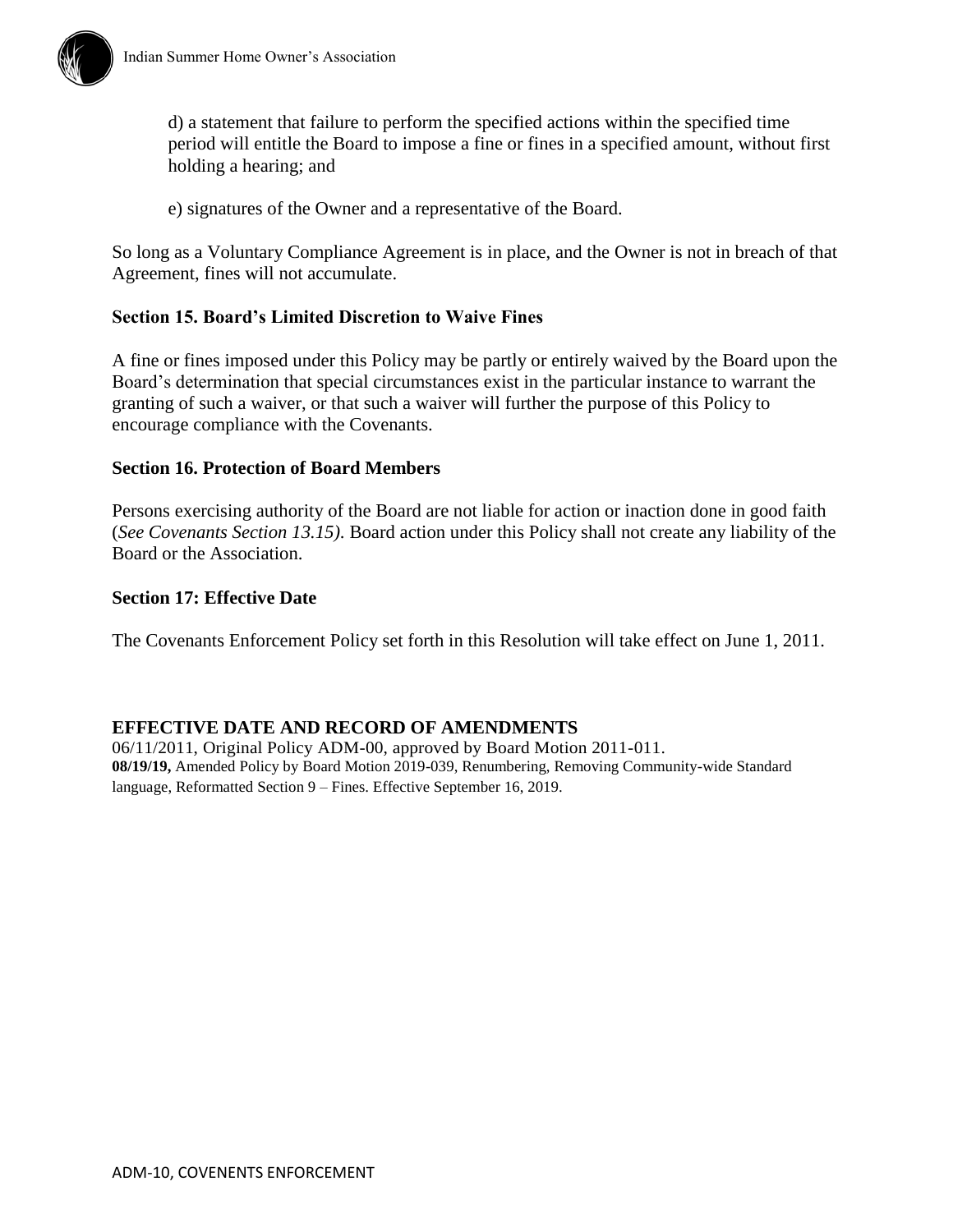d) a statement that failure to perform the specified actions within the specified time period will entitle the Board to impose a fine or fines in a specified amount, without first holding a hearing; and

e) signatures of the Owner and a representative of the Board.

So long as a Voluntary Compliance Agreement is in place, and the Owner is not in breach of that Agreement, fines will not accumulate.

**Section 15. Board's Limited Discretion to Waive Fines**

A fine or fines imposed under this Policy may be partly or entirely waived by the Board upon the Board's determination that special circumstances exist in the particular instance to warrant the granting of such a waiver, or that such a waiver will further the purpose of this Policy to encourage compliance with the Covenants.

**Section 16. Protection of Board Members**

Persons exercising authority of the Board are not liable for action or inaction done in good faith (*See Covenants Section 13.15)*. Board action under this Policy shall not create any liability of the Board or the Association.

**Section 17: Effective Date**

The Covenants Enforcement Policy set forth in this Resolution will take effect on June 1, 2011.

## EFFECTIVE DATE AND RECORD OF AMENDMENTS

06/11/2011, Original Policy ADM-00, approved by Board Motion 2011-011.
**08/19/19,** Amended Policy by Board Motion 2019-039, Renumbering, Removing Community-wide Standard language, Reformatted Section 9 – Fines. Effective September 16, 2019.